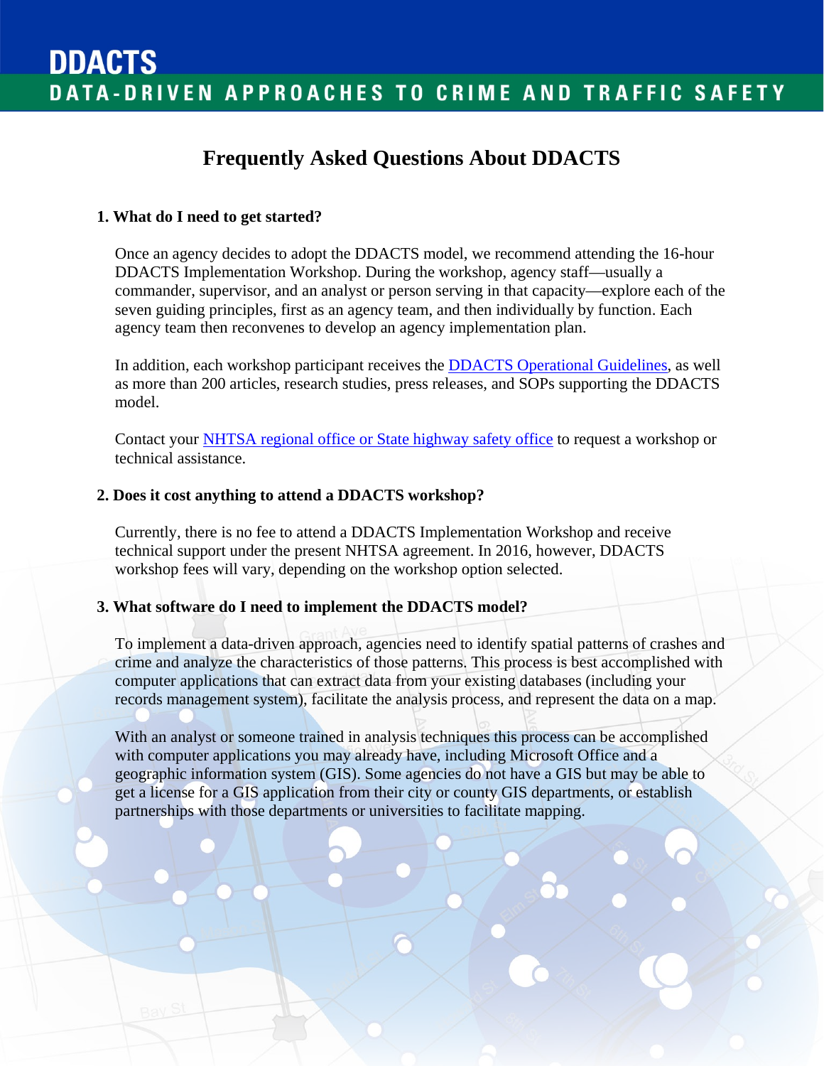# DDACTS

## DATA-DRIVEN APPROACHES TO CRIME AND TRAFFIC SAFETY

## Frequently Asked Questions About DDACTS

### 1. What do I need to get started?

Once an agency decides to adopt the DDACTS model, we recommend attending the 16-hour DDACTS Implementation Workshop. During the workshop, agency staff—usually a commander, supervisor, and an analyst or person serving in that capacity—explore each of the seven guiding principles, first as an agency team, and then individually by function. Each agency team then reconvenes to develop an agency implementation plan.

In addition, each workshop participant receives the DDACTS Operational Guidelines, as well as more than 200 articles, research studies, press releases, and SOPs supporting the DDACTS model.

Contact your NHTSA regional office or State highway safety office to request a workshop or technical assistance.

### 2. Does it cost anything to attend a DDACTS workshop?

Currently, there is no fee to attend a DDACTS Implementation Workshop and receive technical support under the present NHTSA agreement. In 2016, however, DDACTS workshop fees will vary, depending on the workshop option selected.

### 3. What software do I need to implement the DDACTS model?

To implement a data-driven approach, agencies need to identify spatial patterns of crashes and crime and analyze the characteristics of those patterns. This process is best accomplished with computer applications that can extract data from your existing databases (including your records management system), facilitate the analysis process, and represent the data on a map.

With an analyst or someone trained in analysis techniques this process can be accomplished with computer applications you may already have, including Microsoft Office and a geographic information system (GIS). Some agencies do not have a GIS but may be able to get a license for a GIS application from their city or county GIS departments, or establish partnerships with those departments or universities to facilitate mapping.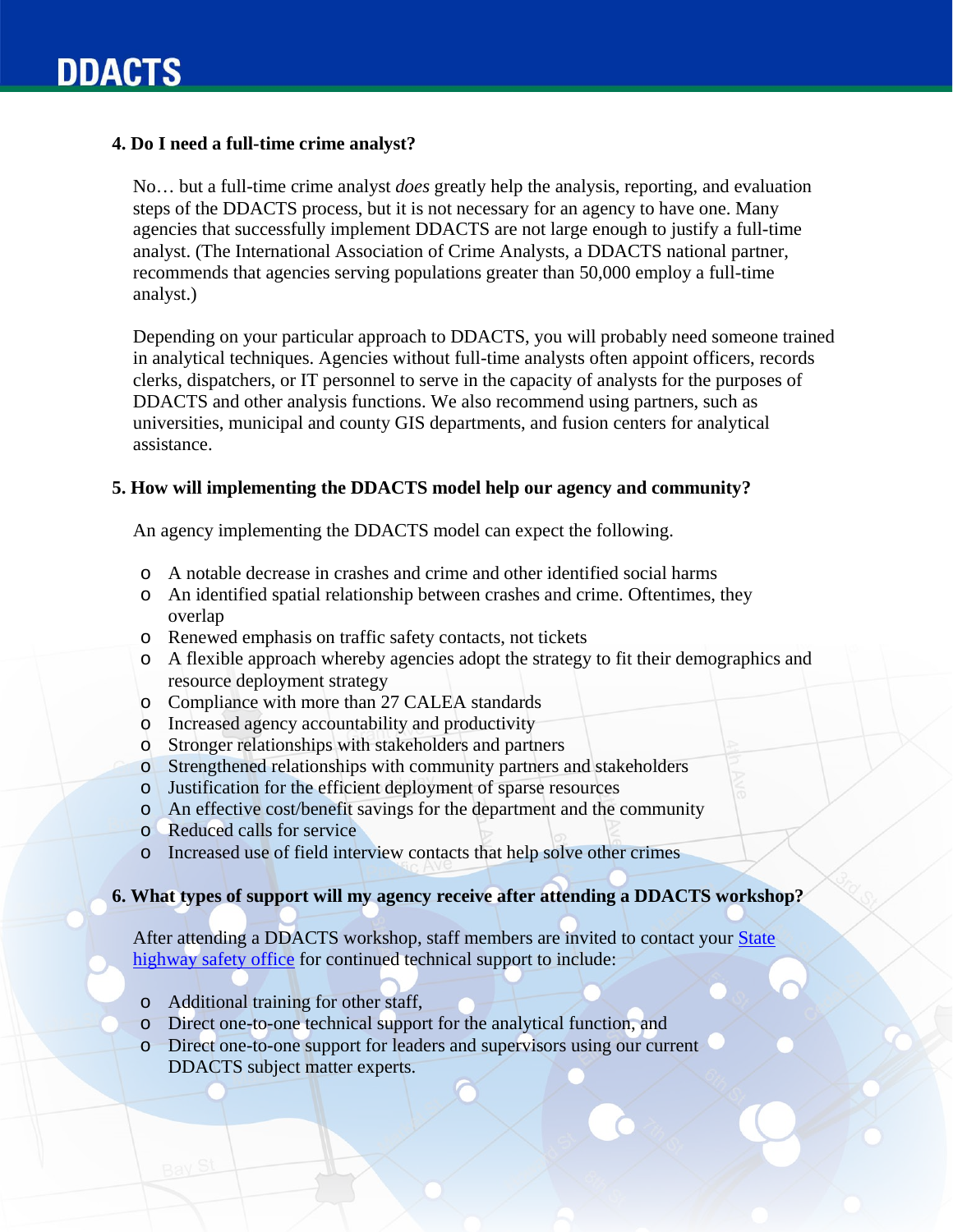**4. Do I need a full-time crime analyst?**

No… but a full-time crime analyst *does* greatly help the analysis, reporting, and evaluation steps of the DDACTS process, but it is not necessary for an agency to have one. Many agencies that successfully implement DDACTS are not large enough to justify a full-time analyst. (The International Association of Crime Analysts, a DDACTS national partner, recommends that agencies serving populations greater than 50,000 employ a full-time analyst.)

Depending on your particular approach to DDACTS, you will probably need someone trained in analytical techniques. Agencies without full-time analysts often appoint officers, records clerks, dispatchers, or IT personnel to serve in the capacity of analysts for the purposes of DDACTS and other analysis functions. We also recommend using partners, such as universities, municipal and county GIS departments, and fusion centers for analytical assistance.

**5. How will implementing the DDACTS model help our agency and community?**

An agency implementing the DDACTS model can expect the following.

- A notable decrease in crashes and crime and other identified social harms
- An identified spatial relationship between crashes and crime. Oftentimes, they overlap
- Renewed emphasis on traffic safety contacts, not tickets
- A flexible approach whereby agencies adopt the strategy to fit their demographics and resource deployment strategy
- Compliance with more than 27 CALEA standards
- Increased agency accountability and productivity
- Stronger relationships with stakeholders and partners
- Strengthened relationships with community partners and stakeholders
- Justification for the efficient deployment of sparse resources
- An effective cost/benefit savings for the department and the community
- Reduced calls for service
- Increased use of field interview contacts that help solve other crimes

**6. What types of support will my agency receive after attending a DDACTS workshop?**

After attending a DDACTS workshop, staff members are invited to contact your State highway safety office for continued technical support to include:

- Additional training for other staff,
- Direct one-to-one technical support for the analytical function, and
- Direct one-to-one support for leaders and supervisors using our current DDACTS subject matter experts.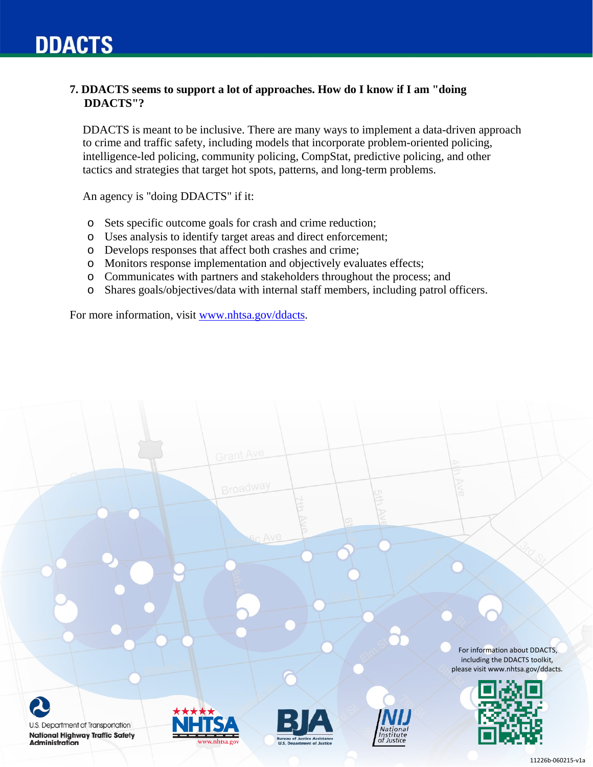# DDACTS

**7. DDACTS seems to support a lot of approaches. How do I know if I am "doing DDACTS"?**

DDACTS is meant to be inclusive. There are many ways to implement a data-driven approach to crime and traffic safety, including models that incorporate problem-oriented policing, intelligence-led policing, community policing, CompStat, predictive policing, and other tactics and strategies that target hot spots, patterns, and long-term problems.

An agency is "doing DDACTS" if it:

- Sets specific outcome goals for crash and crime reduction;
- Uses analysis to identify target areas and direct enforcement;
- Develops responses that affect both crashes and crime;
- Monitors response implementation and objectively evaluates effects;
- Communicates with partners and stakeholders throughout the process; and
- Shares goals/objectives/data with internal staff members, including patrol officers.

For more information, visit [www.nhtsa.gov/ddacts](www.nhtsa.gov/ddacts).

For information about DDACTS, including the DDACTS toolkit, please visit www.nhtsa.gov/ddacts.

U.S. Department of Transportation
**National Highway Traffic Safety Administration**

NHTSA www.nhtsa.gov

BJA Bureau of Justice Assistance U.S. Department of Justice

NIJ National Institute of Justice

11226b-060215-v1a